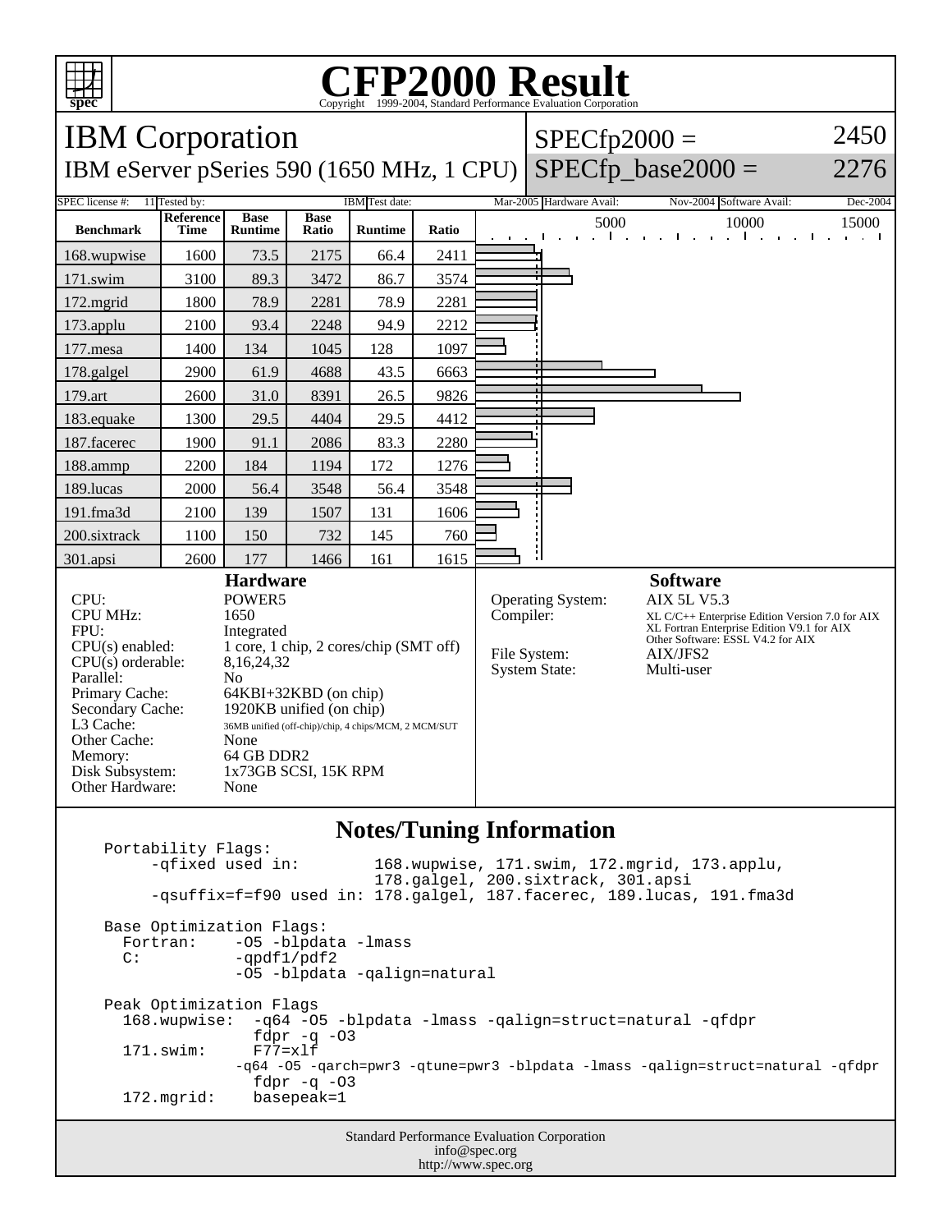# CFP2000 Result

Copyright 1999-2004, Standard Performance Evaluation Corporation

## IBM Corporation

IBM eServer pSeries 590 (1650 MHz, 1 CPU)

SPECfp2000 = 2450

SPECfp_base2000 = 2276

SPEC license #: 11 Tested by: IBM Test date: Mar-2005 Hardware Avail: Nov-2004 Software Avail: Dec-2004

| Benchmark | Reference Time | Base Runtime | Base Ratio | Runtime | Ratio |
|---|---|---|---|---|---|
| 168.wupwise | 1600 | 73.5 | 2175 | 66.4 | 2411 |
| 171.swim | 3100 | 89.3 | 3472 | 86.7 | 3574 |
| 172.mgrid | 1800 | 78.9 | 2281 | 78.9 | 2281 |
| 173.applu | 2100 | 93.4 | 2248 | 94.9 | 2212 |
| 177.mesa | 1400 | 134 | 1045 | 128 | 1097 |
| 178.galgel | 2900 | 61.9 | 4688 | 43.5 | 6663 |
| 179.art | 2600 | 31.0 | 8391 | 26.5 | 9826 |
| 183.equake | 1300 | 29.5 | 4404 | 29.5 | 4412 |
| 187.facerec | 1900 | 91.1 | 2086 | 83.3 | 2280 |
| 188.ammp | 2200 | 184 | 1194 | 172 | 1276 |
| 189.lucas | 2000 | 56.4 | 3548 | 56.4 | 3548 |
| 191.fma3d | 2100 | 139 | 1507 | 131 | 1606 |
| 200.sixtrack | 1100 | 150 | 732 | 145 | 760 |
| 301.apsi | 2600 | 177 | 1466 | 161 | 1615 |

### Hardware

| | |
|---|---|
| CPU: | POWER5 |
| CPU MHz: | 1650 |
| FPU: | Integrated |
| CPU(s) enabled: | 1 core, 1 chip, 2 cores/chip (SMT off) |
| CPU(s) orderable: | 8,16,24,32 |
| Parallel: | No |
| Primary Cache: | 64KBI+32KBD (on chip) |
| Secondary Cache: | 1920KB unified (on chip) |
| L3 Cache: | 36MB unified (off-chip)/chip, 4 chips/MCM, 2 MCM/SUT |
| Other Cache: | None |
| Memory: | 64 GB DDR2 |
| Disk Subsystem: | 1x73GB SCSI, 15K RPM |
| Other Hardware: | None |

### Software

| | |
|---|---|
| Operating System: | AIX 5L V5.3 |
| Compiler: | XL C/C++ Enterprise Edition Version 7.0 for AIX<br>XL Fortran Enterprise Edition V9.1 for AIX<br>Other Software: ESSL V4.2 for AIX |
| File System: | AIX/JFS2 |
| System State: | Multi-user |

### Notes/Tuning Information

```
Portability Flags:
     -qfixed used in:        168.wupwise, 171.swim, 172.mgrid, 173.applu,
                             178.galgel, 200.sixtrack, 301.apsi
     -qsuffix=f=f90 used in: 178.galgel, 187.facerec, 189.lucas, 191.fma3d

Base Optimization Flags:
  Fortran:     -O5 -blpdata -lmass
  C:           -qpdf1/pdf2
               -O5 -blpdata -qalign=natural

Peak Optimization Flags
  168.wupwise:  -q64 -O5 -blpdata -lmass -qalign=struct=natural -qfdpr
                fdpr -q -O3
  171.swim:     F77=xlf
               -q64 -O5 -qarch=pwr3 -qtune=pwr3 -blpdata -lmass -qalign=struct=natural -qfdpr
                fdpr -q -O3
  172.mgrid:    basepeak=1
```

Standard Performance Evaluation Corporation
info@spec.org
http://www.spec.org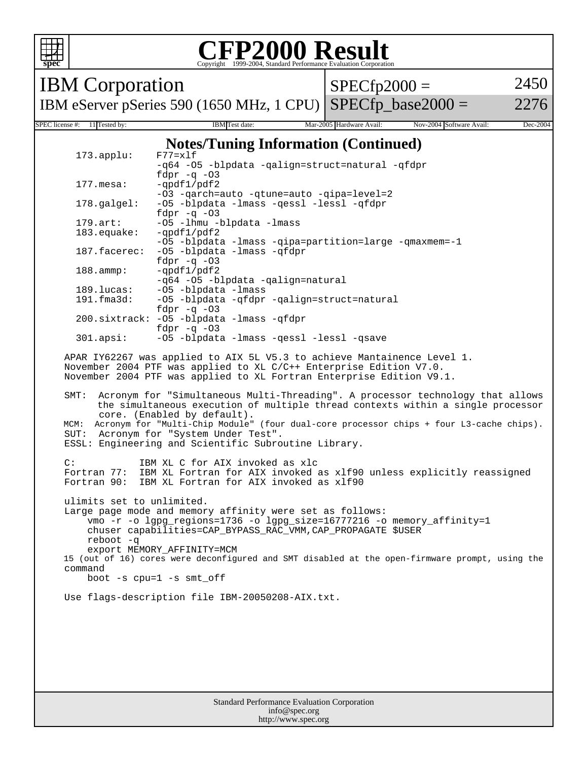# CFP2000 Result

Copyright 1999-2004, Standard Performance Evaluation Corporation

| | |
|---|---|
| IBM Corporation | SPECfp2000 = 2450 |
| IBM eServer pSeries 590 (1650 MHz, 1 CPU) | SPECfp_base2000 = 2276 |

SPEC license #: 11 Tested by: IBM Test date: Mar-2005 Hardware Avail: Nov-2004 Software Avail: Dec-2004

## Notes/Tuning Information (Continued)

```
173.applu:     F77=xlf
               -q64 -O5 -blpdata -qalign=struct=natural -qfdpr
               fdpr -q -O3
177.mesa:      -qpdf1/pdf2
               -O3 -qarch=auto -qtune=auto -qipa=level=2
178.galgel:    -O5 -blpdata -lmass -qessl -lessl -qfdpr
               fdpr -q -O3
179.art:       -O5 -lhmu -blpdata -lmass
183.equake:    -qpdf1/pdf2
               -O5 -blpdata -lmass -qipa=partition=large -qmaxmem=-1
187.facerec:   -O5 -blpdata -lmass -qfdpr
               fdpr -q -O3
188.ammp:      -qpdf1/pdf2
               -q64 -O5 -blpdata -qalign=natural
189.lucas:     -O5 -blpdata -lmass
191.fma3d:     -O5 -blpdata -qfdpr -qalign=struct=natural
               fdpr -q -O3
200.sixtrack:  -O5 -blpdata -lmass -qfdpr
               fdpr -q -O3
301.apsi:      -O5 -blpdata -lmass -qessl -lessl -qsave
```

APAR IY62267 was applied to AIX 5L V5.3 to achieve Mantainence Level 1.
November 2004 PTF was applied to XL C/C++ Enterprise Edition V7.0.
November 2004 PTF was applied to XL Fortran Enterprise Edition V9.1.

SMT: Acronym for "Simultaneous Multi-Threading". A processor technology that allows the simultaneous execution of multiple thread contexts within a single processor core. (Enabled by default).
MCM: Acronym for "Multi-Chip Module" (four dual-core processor chips + four L3-cache chips).
SUT: Acronym for "System Under Test".
ESSL: Engineering and Scientific Subroutine Library.

C: IBM XL C for AIX invoked as xlc
Fortran 77: IBM XL Fortran for AIX invoked as xlf90 unless explicitly reassigned
Fortran 90: IBM XL Fortran for AIX invoked as xlf90

ulimits set to unlimited.
Large page mode and memory affinity were set as follows:

```
vmo -r -o lgpg_regions=1736 -o lgpg_size=16777216 -o memory_affinity=1
chuser capabilities=CAP_BYPASS_RAC_VMM,CAP_PROPAGATE $USER
reboot -q
export MEMORY_AFFINITY=MCM
```

15 (out of 16) cores were deconfigured and SMT disabled at the open-firmware prompt, using the command

```
boot -s cpu=1 -s smt_off
```

Use flags-description file IBM-20050208-AIX.txt.

Standard Performance Evaluation Corporation
info@spec.org
http://www.spec.org